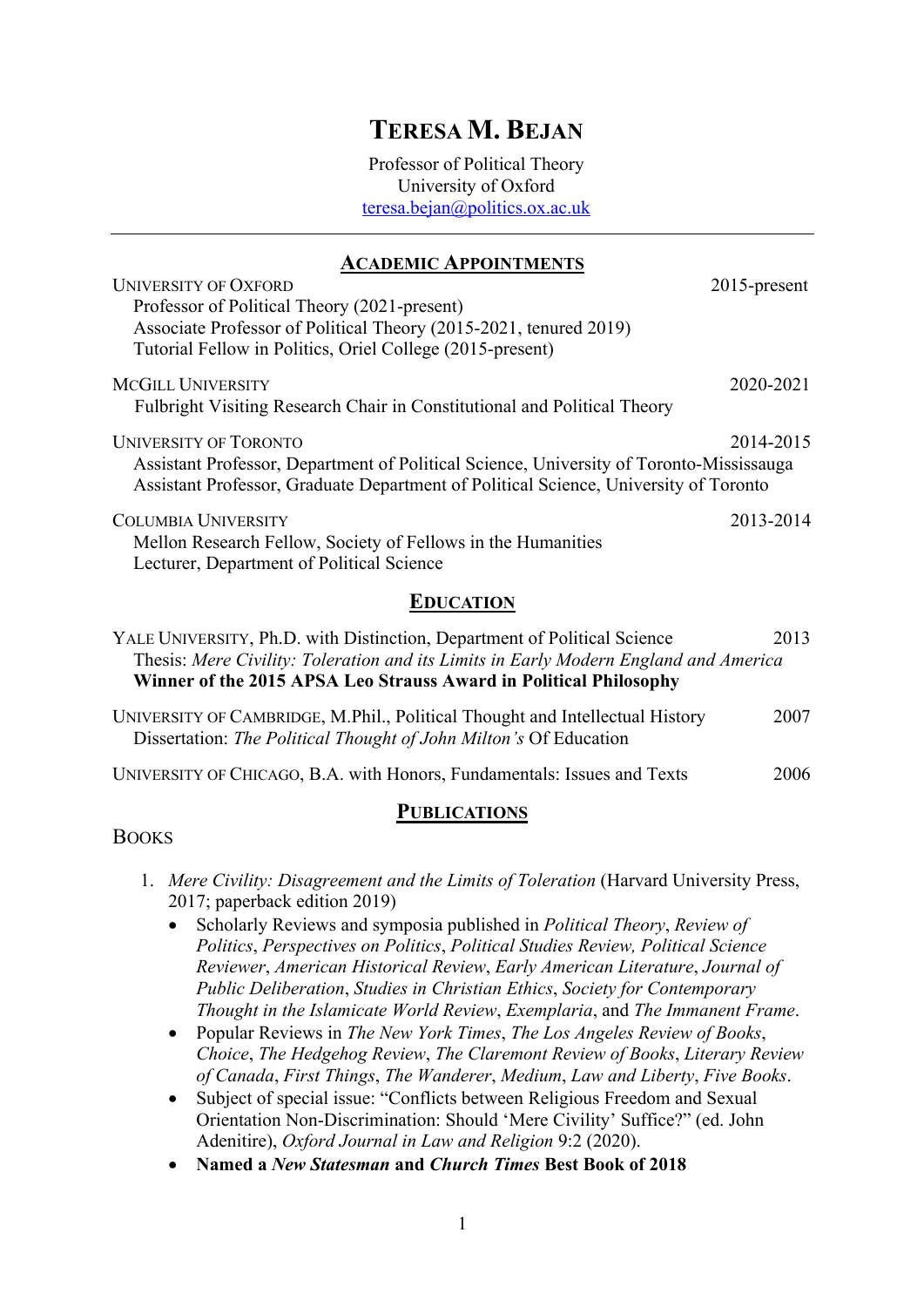# TERESA M. BEJAN

Professor of Political Theory
University of Oxford
teresa.bejan@politics.ox.ac.uk

## ACADEMIC APPOINTMENTS

UNIVERSITY OF OXFORD — 2015-present
- Professor of Political Theory (2021-present)
- Associate Professor of Political Theory (2015-2021, tenured 2019)
- Tutorial Fellow in Politics, Oriel College (2015-present)

MCGILL UNIVERSITY — 2020-2021
- Fulbright Visiting Research Chair in Constitutional and Political Theory

UNIVERSITY OF TORONTO — 2014-2015
- Assistant Professor, Department of Political Science, University of Toronto-Mississauga
- Assistant Professor, Graduate Department of Political Science, University of Toronto

COLUMBIA UNIVERSITY — 2013-2014
- Mellon Research Fellow, Society of Fellows in the Humanities
- Lecturer, Department of Political Science

## EDUCATION

YALE UNIVERSITY, Ph.D. with Distinction, Department of Political Science — 2013
Thesis: *Mere Civility: Toleration and its Limits in Early Modern England and America*
**Winner of the 2015 APSA Leo Strauss Award in Political Philosophy**

UNIVERSITY OF CAMBRIDGE, M.Phil., Political Thought and Intellectual History — 2007
Dissertation: *The Political Thought of John Milton's* Of Education

UNIVERSITY OF CHICAGO, B.A. with Honors, Fundamentals: Issues and Texts — 2006

## PUBLICATIONS

### BOOKS

1. *Mere Civility: Disagreement and the Limits of Toleration* (Harvard University Press, 2017; paperback edition 2019)
   - Scholarly Reviews and symposia published in *Political Theory*, *Review of Politics*, *Perspectives on Politics*, *Political Studies Review, Political Science Reviewer*, *American Historical Review*, *Early American Literature*, *Journal of Public Deliberation*, *Studies in Christian Ethics*, *Society for Contemporary Thought in the Islamicate World Review*, *Exemplaria*, and *The Immanent Frame*.
   - Popular Reviews in *The New York Times*, *The Los Angeles Review of Books*, *Choice*, *The Hedgehog Review*, *The Claremont Review of Books*, *Literary Review of Canada*, *First Things*, *The Wanderer*, *Medium*, *Law and Liberty*, *Five Books*.
   - Subject of special issue: "Conflicts between Religious Freedom and Sexual Orientation Non-Discrimination: Should 'Mere Civility' Suffice?" (ed. John Adenitire), *Oxford Journal in Law and Religion* 9:2 (2020).
   - **Named a *New Statesman* and *Church Times* Best Book of 2018**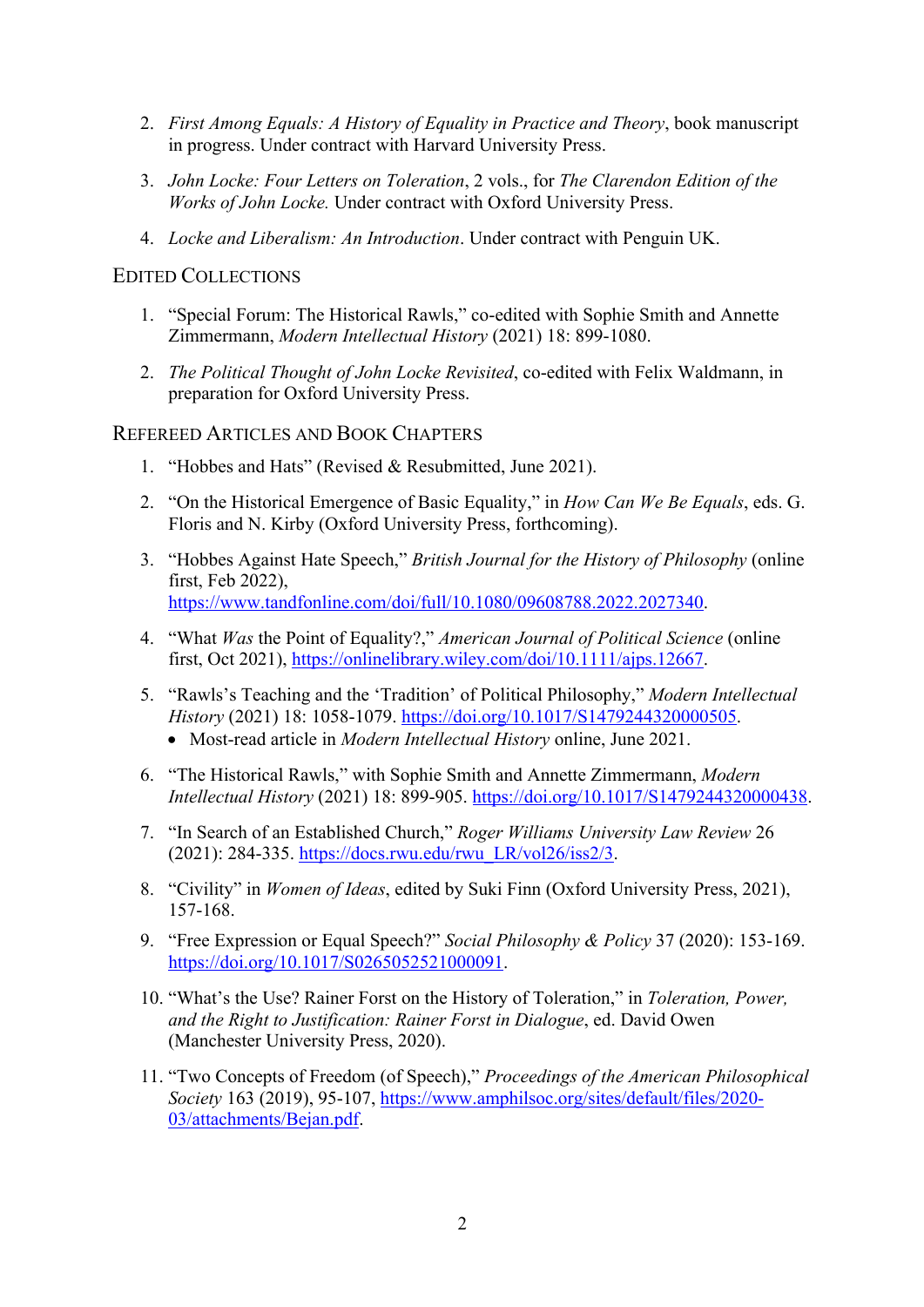2. *First Among Equals: A History of Equality in Practice and Theory*, book manuscript in progress. Under contract with Harvard University Press.

3. *John Locke: Four Letters on Toleration*, 2 vols., for *The Clarendon Edition of the Works of John Locke.* Under contract with Oxford University Press.

4. *Locke and Liberalism: An Introduction*. Under contract with Penguin UK.

## Edited Collections

1. "Special Forum: The Historical Rawls," co-edited with Sophie Smith and Annette Zimmermann, *Modern Intellectual History* (2021) 18: 899-1080.

2. *The Political Thought of John Locke Revisited*, co-edited with Felix Waldmann, in preparation for Oxford University Press.

## Refereed Articles and Book Chapters

1. "Hobbes and Hats" (Revised & Resubmitted, June 2021).

2. "On the Historical Emergence of Basic Equality," in *How Can We Be Equals*, eds. G. Floris and N. Kirby (Oxford University Press, forthcoming).

3. "Hobbes Against Hate Speech," *British Journal for the History of Philosophy* (online first, Feb 2022), https://www.tandfonline.com/doi/full/10.1080/09608788.2022.2027340.

4. "What *Was* the Point of Equality?," *American Journal of Political Science* (online first, Oct 2021), https://onlinelibrary.wiley.com/doi/10.1111/ajps.12667.

5. "Rawls's Teaching and the 'Tradition' of Political Philosophy," *Modern Intellectual History* (2021) 18: 1058-1079. https://doi.org/10.1017/S1479244320000505.
   - Most-read article in *Modern Intellectual History* online, June 2021.

6. "The Historical Rawls," with Sophie Smith and Annette Zimmermann, *Modern Intellectual History* (2021) 18: 899-905. https://doi.org/10.1017/S1479244320000438.

7. "In Search of an Established Church," *Roger Williams University Law Review* 26 (2021): 284-335. https://docs.rwu.edu/rwu_LR/vol26/iss2/3.

8. "Civility" in *Women of Ideas*, edited by Suki Finn (Oxford University Press, 2021), 157-168.

9. "Free Expression or Equal Speech?" *Social Philosophy & Policy* 37 (2020): 153-169. https://doi.org/10.1017/S0265052521000091.

10. "What's the Use? Rainer Forst on the History of Toleration," in *Toleration, Power, and the Right to Justification: Rainer Forst in Dialogue*, ed. David Owen (Manchester University Press, 2020).

11. "Two Concepts of Freedom (of Speech)," *Proceedings of the American Philosophical Society* 163 (2019), 95-107, https://www.amphilsoc.org/sites/default/files/2020-03/attachments/Bejan.pdf.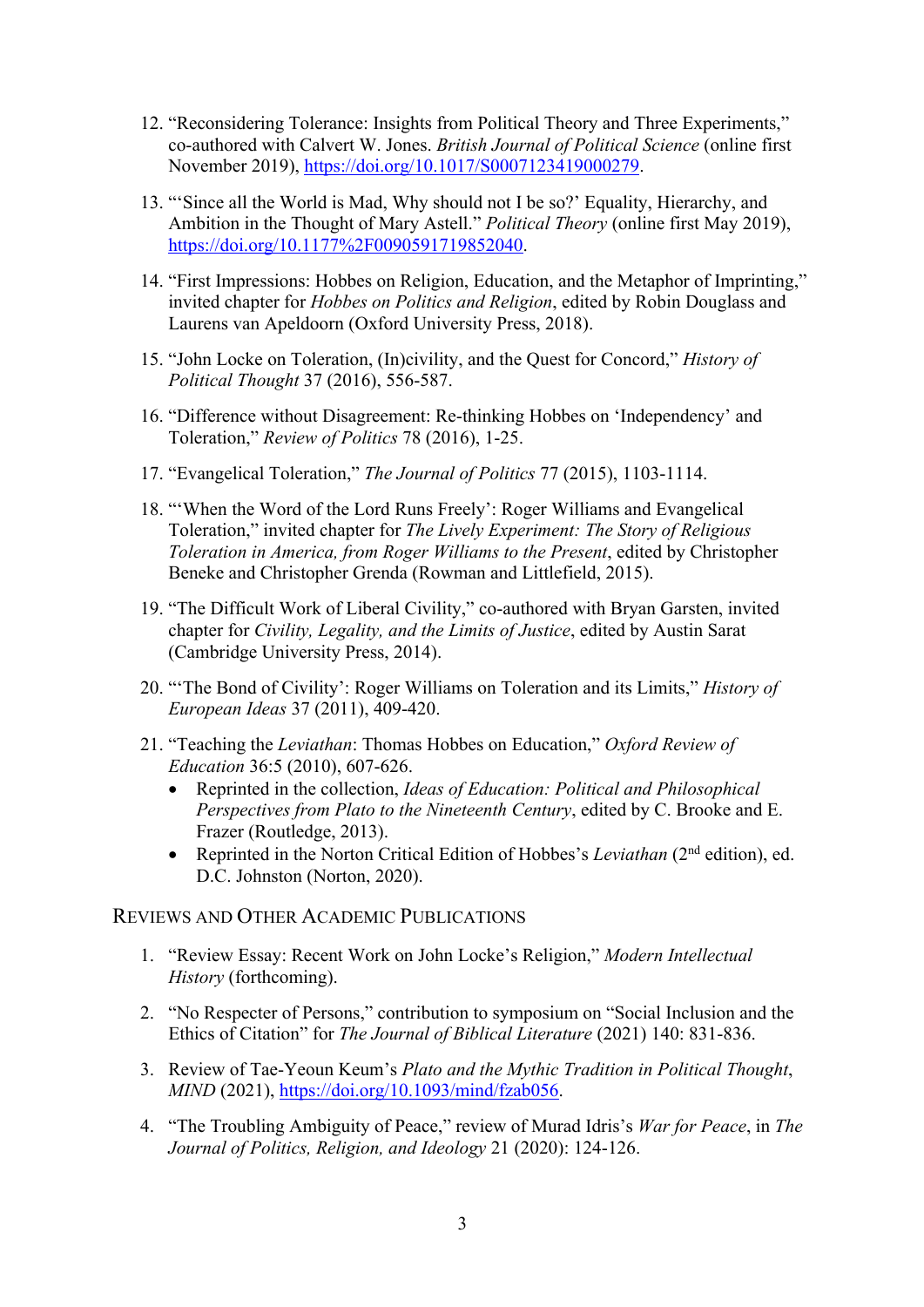12. "Reconsidering Tolerance: Insights from Political Theory and Three Experiments," co-authored with Calvert W. Jones. *British Journal of Political Science* (online first November 2019), https://doi.org/10.1017/S0007123419000279.

13. "'Since all the World is Mad, Why should not I be so?' Equality, Hierarchy, and Ambition in the Thought of Mary Astell." *Political Theory* (online first May 2019), https://doi.org/10.1177%2F0090591719852040.

14. "First Impressions: Hobbes on Religion, Education, and the Metaphor of Imprinting," invited chapter for *Hobbes on Politics and Religion*, edited by Robin Douglass and Laurens van Apeldoorn (Oxford University Press, 2018).

15. "John Locke on Toleration, (In)civility, and the Quest for Concord," *History of Political Thought* 37 (2016), 556-587.

16. "Difference without Disagreement: Re-thinking Hobbes on 'Independency' and Toleration," *Review of Politics* 78 (2016), 1-25.

17. "Evangelical Toleration," *The Journal of Politics* 77 (2015), 1103-1114.

18. "'When the Word of the Lord Runs Freely': Roger Williams and Evangelical Toleration," invited chapter for *The Lively Experiment: The Story of Religious Toleration in America, from Roger Williams to the Present*, edited by Christopher Beneke and Christopher Grenda (Rowman and Littlefield, 2015).

19. "The Difficult Work of Liberal Civility," co-authored with Bryan Garsten, invited chapter for *Civility, Legality, and the Limits of Justice*, edited by Austin Sarat (Cambridge University Press, 2014).

20. "'The Bond of Civility': Roger Williams on Toleration and its Limits," *History of European Ideas* 37 (2011), 409-420.

21. "Teaching the *Leviathan*: Thomas Hobbes on Education," *Oxford Review of Education* 36:5 (2010), 607-626.
    - Reprinted in the collection, *Ideas of Education: Political and Philosophical Perspectives from Plato to the Nineteenth Century*, edited by C. Brooke and E. Frazer (Routledge, 2013).
    - Reprinted in the Norton Critical Edition of Hobbes's *Leviathan* (2nd edition), ed. D.C. Johnston (Norton, 2020).

## Reviews and Other Academic Publications

1. "Review Essay: Recent Work on John Locke's Religion," *Modern Intellectual History* (forthcoming).

2. "No Respecter of Persons," contribution to symposium on "Social Inclusion and the Ethics of Citation" for *The Journal of Biblical Literature* (2021) 140: 831-836.

3. Review of Tae-Yeoun Keum's *Plato and the Mythic Tradition in Political Thought*, *MIND* (2021), https://doi.org/10.1093/mind/fzab056.

4. "The Troubling Ambiguity of Peace," review of Murad Idris's *War for Peace*, in *The Journal of Politics, Religion, and Ideology* 21 (2020): 124-126.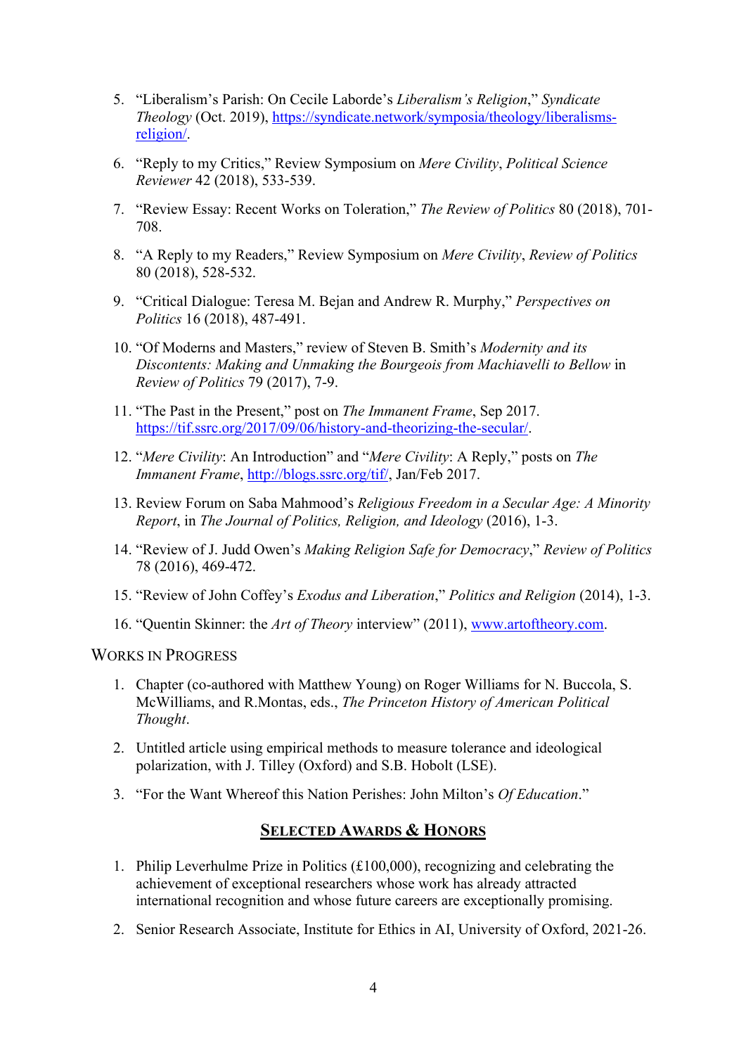5. "Liberalism's Parish: On Cecile Laborde's *Liberalism's Religion*," *Syndicate Theology* (Oct. 2019), https://syndicate.network/symposia/theology/liberalisms-religion/.

6. "Reply to my Critics," Review Symposium on *Mere Civility*, *Political Science Reviewer* 42 (2018), 533-539.

7. "Review Essay: Recent Works on Toleration," *The Review of Politics* 80 (2018), 701-708.

8. "A Reply to my Readers," Review Symposium on *Mere Civility*, *Review of Politics* 80 (2018), 528-532.

9. "Critical Dialogue: Teresa M. Bejan and Andrew R. Murphy," *Perspectives on Politics* 16 (2018), 487-491.

10. "Of Moderns and Masters," review of Steven B. Smith's *Modernity and its Discontents: Making and Unmaking the Bourgeois from Machiavelli to Bellow* in *Review of Politics* 79 (2017), 7-9.

11. "The Past in the Present," post on *The Immanent Frame*, Sep 2017. https://tif.ssrc.org/2017/09/06/history-and-theorizing-the-secular/.

12. "*Mere Civility*: An Introduction" and "*Mere Civility*: A Reply," posts on *The Immanent Frame*, http://blogs.ssrc.org/tif/, Jan/Feb 2017.

13. Review Forum on Saba Mahmood's *Religious Freedom in a Secular Age: A Minority Report*, in *The Journal of Politics, Religion, and Ideology* (2016), 1-3.

14. "Review of J. Judd Owen's *Making Religion Safe for Democracy*," *Review of Politics* 78 (2016), 469-472.

15. "Review of John Coffey's *Exodus and Liberation*," *Politics and Religion* (2014), 1-3.

16. "Quentin Skinner: the *Art of Theory* interview" (2011), www.artoftheory.com.

WORKS IN PROGRESS

1. Chapter (co-authored with Matthew Young) on Roger Williams for N. Buccola, S. McWilliams, and R.Montas, eds., *The Princeton History of American Political Thought*.

2. Untitled article using empirical methods to measure tolerance and ideological polarization, with J. Tilley (Oxford) and S.B. Hobolt (LSE).

3. "For the Want Whereof this Nation Perishes: John Milton's *Of Education*."

## **SELECTED AWARDS & HONORS**

1. Philip Leverhulme Prize in Politics (£100,000), recognizing and celebrating the achievement of exceptional researchers whose work has already attracted international recognition and whose future careers are exceptionally promising.

2. Senior Research Associate, Institute for Ethics in AI, University of Oxford, 2021-26.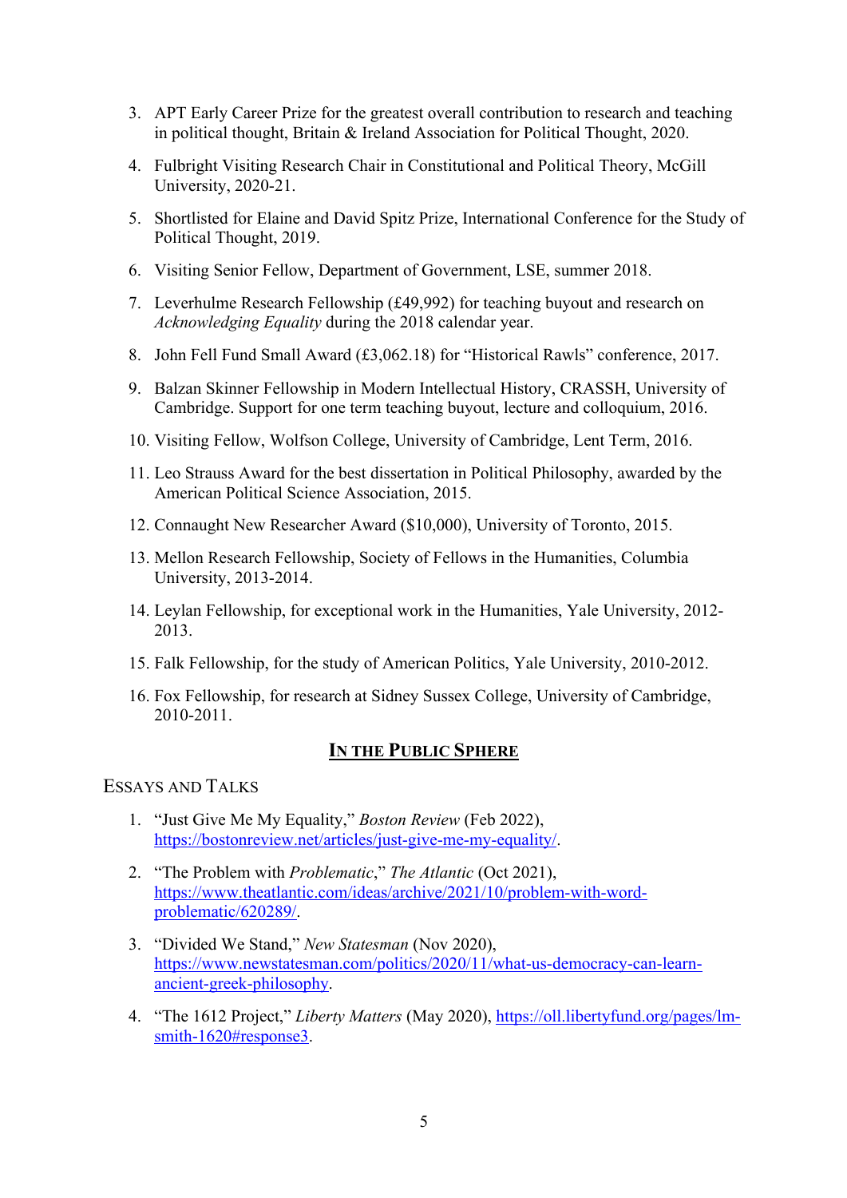3. APT Early Career Prize for the greatest overall contribution to research and teaching in political thought, Britain & Ireland Association for Political Thought, 2020.

4. Fulbright Visiting Research Chair in Constitutional and Political Theory, McGill University, 2020-21.

5. Shortlisted for Elaine and David Spitz Prize, International Conference for the Study of Political Thought, 2019.

6. Visiting Senior Fellow, Department of Government, LSE, summer 2018.

7. Leverhulme Research Fellowship (£49,992) for teaching buyout and research on *Acknowledging Equality* during the 2018 calendar year.

8. John Fell Fund Small Award (£3,062.18) for "Historical Rawls" conference, 2017.

9. Balzan Skinner Fellowship in Modern Intellectual History, CRASSH, University of Cambridge. Support for one term teaching buyout, lecture and colloquium, 2016.

10. Visiting Fellow, Wolfson College, University of Cambridge, Lent Term, 2016.

11. Leo Strauss Award for the best dissertation in Political Philosophy, awarded by the American Political Science Association, 2015.

12. Connaught New Researcher Award ($10,000), University of Toronto, 2015.

13. Mellon Research Fellowship, Society of Fellows in the Humanities, Columbia University, 2013-2014.

14. Leylan Fellowship, for exceptional work in the Humanities, Yale University, 2012-2013.

15. Falk Fellowship, for the study of American Politics, Yale University, 2010-2012.

16. Fox Fellowship, for research at Sidney Sussex College, University of Cambridge, 2010-2011.

## In the Public Sphere

### Essays and Talks

1. "Just Give Me My Equality," *Boston Review* (Feb 2022), https://bostonreview.net/articles/just-give-me-my-equality/.

2. "The Problem with *Problematic*," *The Atlantic* (Oct 2021), https://www.theatlantic.com/ideas/archive/2021/10/problem-with-word-problematic/620289/.

3. "Divided We Stand," *New Statesman* (Nov 2020), https://www.newstatesman.com/politics/2020/11/what-us-democracy-can-learn-ancient-greek-philosophy.

4. "The 1612 Project," *Liberty Matters* (May 2020), https://oll.libertyfund.org/pages/lm-smith-1620#response3.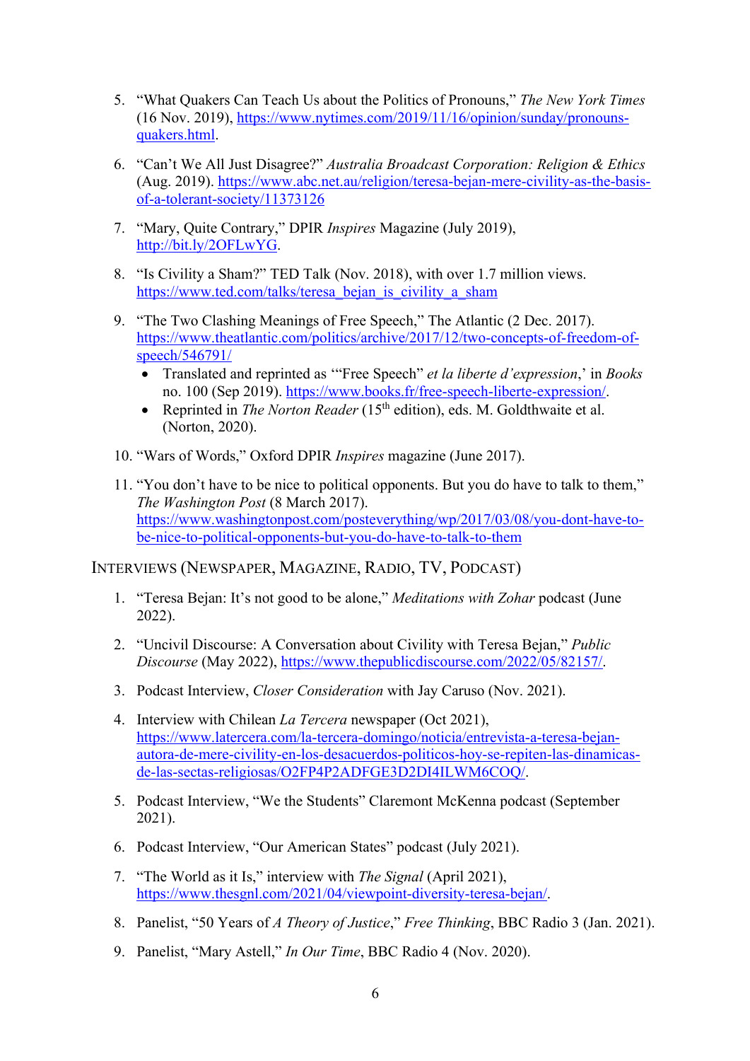5. "What Quakers Can Teach Us about the Politics of Pronouns," *The New York Times* (16 Nov. 2019), https://www.nytimes.com/2019/11/16/opinion/sunday/pronouns-quakers.html.

6. "Can't We All Just Disagree?" *Australia Broadcast Corporation: Religion & Ethics* (Aug. 2019). https://www.abc.net.au/religion/teresa-bejan-mere-civility-as-the-basis-of-a-tolerant-society/11373126

7. "Mary, Quite Contrary," DPIR *Inspires* Magazine (July 2019), http://bit.ly/2OFLwYG.

8. "Is Civility a Sham?" TED Talk (Nov. 2018), with over 1.7 million views. https://www.ted.com/talks/teresa_bejan_is_civility_a_sham

9. "The Two Clashing Meanings of Free Speech," The Atlantic (2 Dec. 2017). https://www.theatlantic.com/politics/archive/2017/12/two-concepts-of-freedom-of-speech/546791/
   - Translated and reprinted as '"Free Speech" *et la liberte d'expression*,' in *Books* no. 100 (Sep 2019). https://www.books.fr/free-speech-liberte-expression/.
   - Reprinted in *The Norton Reader* (15th edition), eds. M. Goldthwaite et al. (Norton, 2020).

10. "Wars of Words," Oxford DPIR *Inspires* magazine (June 2017).

11. "You don't have to be nice to political opponents. But you do have to talk to them," *The Washington Post* (8 March 2017). https://www.washingtonpost.com/posteverything/wp/2017/03/08/you-dont-have-to-be-nice-to-political-opponents-but-you-do-have-to-talk-to-them

## Interviews (Newspaper, Magazine, Radio, TV, Podcast)

1. "Teresa Bejan: It's not good to be alone," *Meditations with Zohar* podcast (June 2022).

2. "Uncivil Discourse: A Conversation about Civility with Teresa Bejan," *Public Discourse* (May 2022), https://www.thepublicdiscourse.com/2022/05/82157/.

3. Podcast Interview, *Closer Consideration* with Jay Caruso (Nov. 2021).

4. Interview with Chilean *La Tercera* newspaper (Oct 2021), https://www.latercera.com/la-tercera-domingo/noticia/entrevista-a-teresa-bejan-autora-de-mere-civility-en-los-desacuerdos-politicos-hoy-se-repiten-las-dinamicas-de-las-sectas-religiosas/O2FP4P2ADFGE3D2DI4ILWM6COQ/.

5. Podcast Interview, "We the Students" Claremont McKenna podcast (September 2021).

6. Podcast Interview, "Our American States" podcast (July 2021).

7. "The World as it Is," interview with *The Signal* (April 2021), https://www.thesgnl.com/2021/04/viewpoint-diversity-teresa-bejan/.

8. Panelist, "50 Years of *A Theory of Justice*," *Free Thinking*, BBC Radio 3 (Jan. 2021).

9. Panelist, "Mary Astell," *In Our Time*, BBC Radio 4 (Nov. 2020).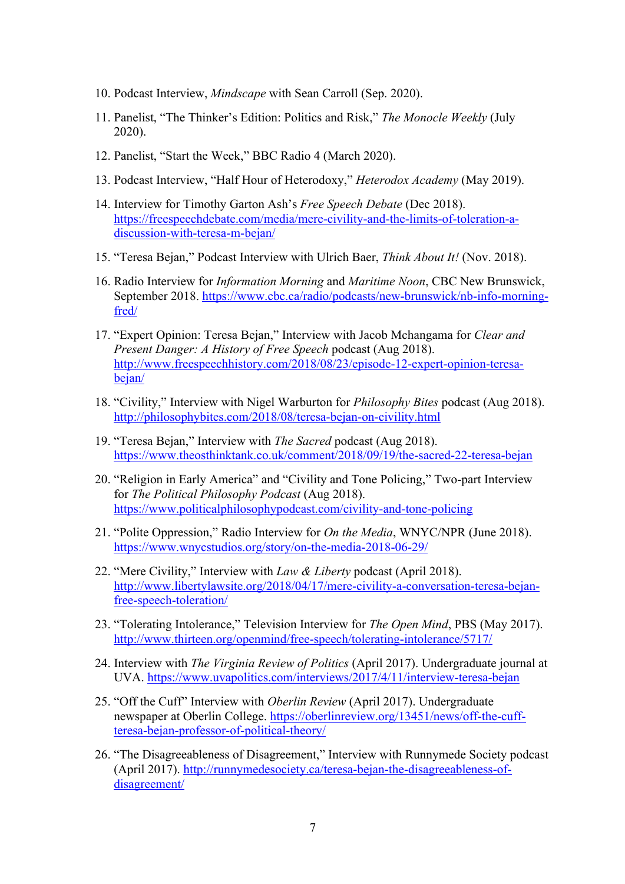10. Podcast Interview, *Mindscape* with Sean Carroll (Sep. 2020).

11. Panelist, "The Thinker's Edition: Politics and Risk," *The Monocle Weekly* (July 2020).

12. Panelist, "Start the Week," BBC Radio 4 (March 2020).

13. Podcast Interview, "Half Hour of Heterodoxy," *Heterodox Academy* (May 2019).

14. Interview for Timothy Garton Ash's *Free Speech Debate* (Dec 2018). https://freespeechdebate.com/media/mere-civility-and-the-limits-of-toleration-a-discussion-with-teresa-m-bejan/

15. "Teresa Bejan," Podcast Interview with Ulrich Baer, *Think About It!* (Nov. 2018).

16. Radio Interview for *Information Morning* and *Maritime Noon*, CBC New Brunswick, September 2018. https://www.cbc.ca/radio/podcasts/new-brunswick/nb-info-morning-fred/

17. "Expert Opinion: Teresa Bejan," Interview with Jacob Mchangama for *Clear and Present Danger: A History of Free Speech* podcast (Aug 2018). http://www.freespeechhistory.com/2018/08/23/episode-12-expert-opinion-teresa-bejan/

18. "Civility," Interview with Nigel Warburton for *Philosophy Bites* podcast (Aug 2018). http://philosophybites.com/2018/08/teresa-bejan-on-civility.html

19. "Teresa Bejan," Interview with *The Sacred* podcast (Aug 2018). https://www.theosthinktank.co.uk/comment/2018/09/19/the-sacred-22-teresa-bejan

20. "Religion in Early America" and "Civility and Tone Policing," Two-part Interview for *The Political Philosophy Podcast* (Aug 2018). https://www.politicalphilosophypodcast.com/civility-and-tone-policing

21. "Polite Oppression," Radio Interview for *On the Media*, WNYC/NPR (June 2018). https://www.wnycstudios.org/story/on-the-media-2018-06-29/

22. "Mere Civility," Interview with *Law & Liberty* podcast (April 2018). http://www.libertylawsite.org/2018/04/17/mere-civility-a-conversation-teresa-bejan-free-speech-toleration/

23. "Tolerating Intolerance," Television Interview for *The Open Mind*, PBS (May 2017). http://www.thirteen.org/openmind/free-speech/tolerating-intolerance/5717/

24. Interview with *The Virginia Review of Politics* (April 2017). Undergraduate journal at UVA. https://www.uvapolitics.com/interviews/2017/4/11/interview-teresa-bejan

25. "Off the Cuff" Interview with *Oberlin Review* (April 2017). Undergraduate newspaper at Oberlin College. https://oberlinreview.org/13451/news/off-the-cuff-teresa-bejan-professor-of-political-theory/

26. "The Disagreeableness of Disagreement," Interview with Runnymede Society podcast (April 2017). http://runnymedesociety.ca/teresa-bejan-the-disagreeableness-of-disagreement/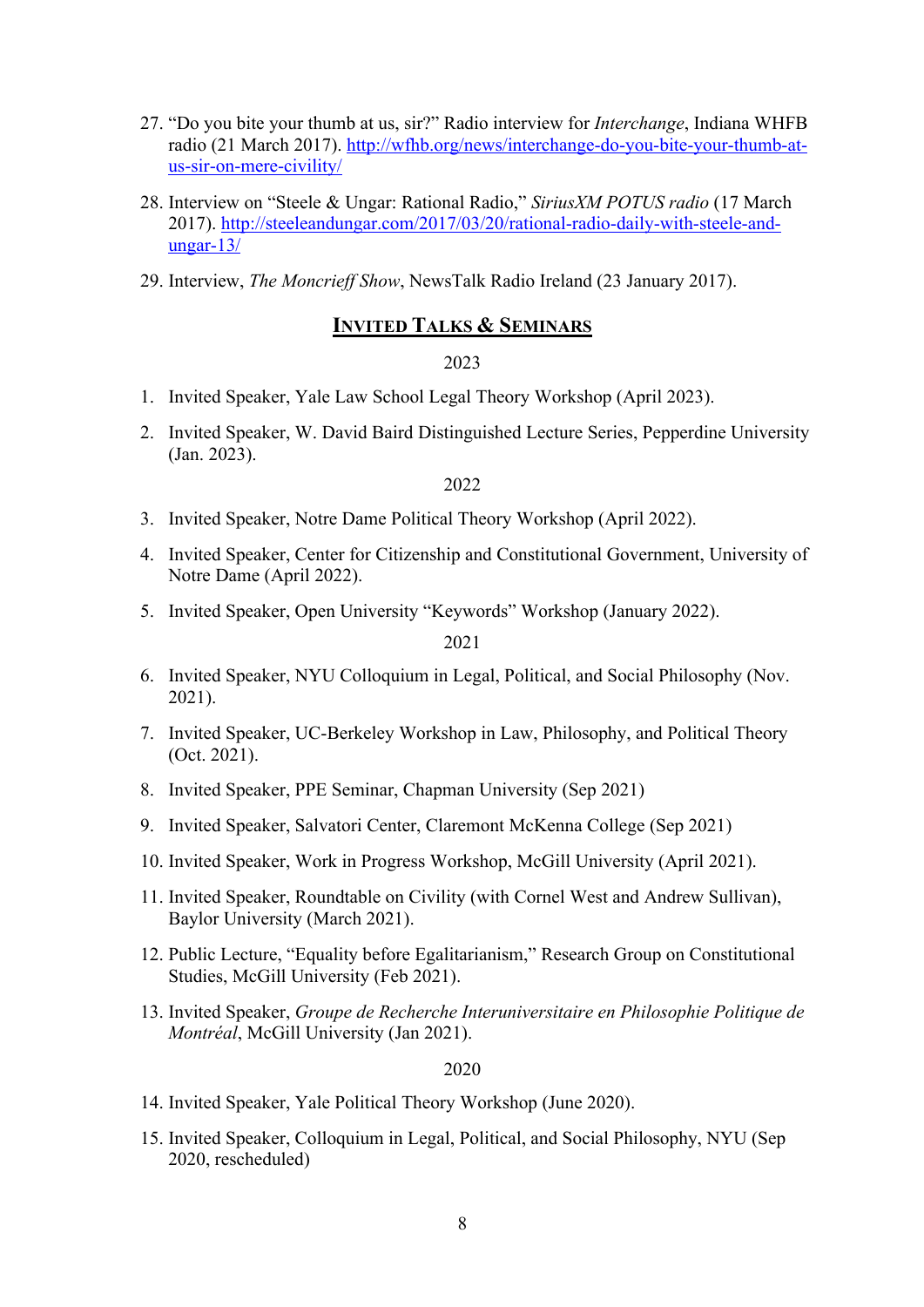27. "Do you bite your thumb at us, sir?" Radio interview for *Interchange*, Indiana WHFB radio (21 March 2017). http://wfhb.org/news/interchange-do-you-bite-your-thumb-at-us-sir-on-mere-civility/

28. Interview on "Steele & Ungar: Rational Radio," *SiriusXM POTUS radio* (17 March 2017). http://steeleandungar.com/2017/03/20/rational-radio-daily-with-steele-and-ungar-13/

29. Interview, *The Moncrieff Show*, NewsTalk Radio Ireland (23 January 2017).

## INVITED TALKS & SEMINARS

2023

1. Invited Speaker, Yale Law School Legal Theory Workshop (April 2023).

2. Invited Speaker, W. David Baird Distinguished Lecture Series, Pepperdine University (Jan. 2023).

2022

3. Invited Speaker, Notre Dame Political Theory Workshop (April 2022).

4. Invited Speaker, Center for Citizenship and Constitutional Government, University of Notre Dame (April 2022).

5. Invited Speaker, Open University "Keywords" Workshop (January 2022).

2021

6. Invited Speaker, NYU Colloquium in Legal, Political, and Social Philosophy (Nov. 2021).

7. Invited Speaker, UC-Berkeley Workshop in Law, Philosophy, and Political Theory (Oct. 2021).

8. Invited Speaker, PPE Seminar, Chapman University (Sep 2021)

9. Invited Speaker, Salvatori Center, Claremont McKenna College (Sep 2021)

10. Invited Speaker, Work in Progress Workshop, McGill University (April 2021).

11. Invited Speaker, Roundtable on Civility (with Cornel West and Andrew Sullivan), Baylor University (March 2021).

12. Public Lecture, "Equality before Egalitarianism," Research Group on Constitutional Studies, McGill University (Feb 2021).

13. Invited Speaker, *Groupe de Recherche Interuniversitaire en Philosophie Politique de Montréal*, McGill University (Jan 2021).

2020

14. Invited Speaker, Yale Political Theory Workshop (June 2020).

15. Invited Speaker, Colloquium in Legal, Political, and Social Philosophy, NYU (Sep 2020, rescheduled)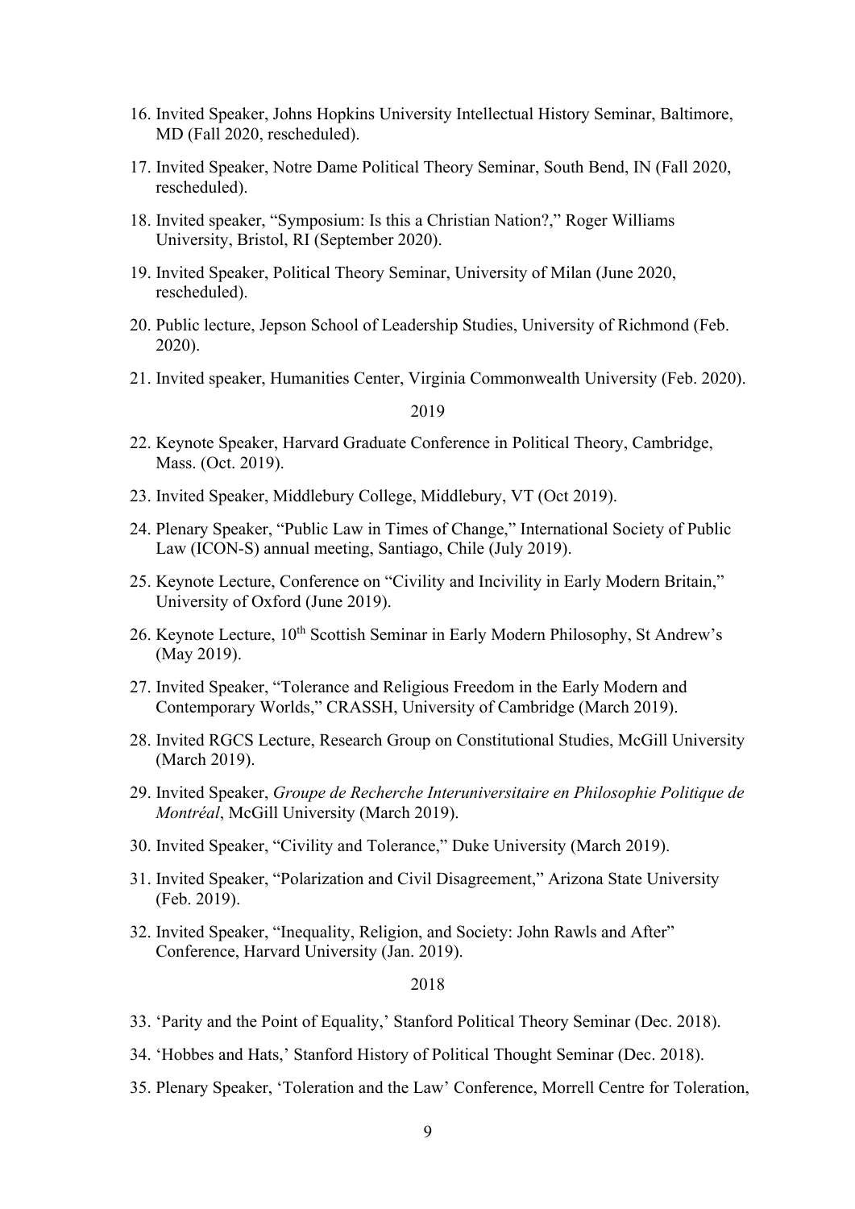16. Invited Speaker, Johns Hopkins University Intellectual History Seminar, Baltimore, MD (Fall 2020, rescheduled).

17. Invited Speaker, Notre Dame Political Theory Seminar, South Bend, IN (Fall 2020, rescheduled).

18. Invited speaker, "Symposium: Is this a Christian Nation?," Roger Williams University, Bristol, RI (September 2020).

19. Invited Speaker, Political Theory Seminar, University of Milan (June 2020, rescheduled).

20. Public lecture, Jepson School of Leadership Studies, University of Richmond (Feb. 2020).

21. Invited speaker, Humanities Center, Virginia Commonwealth University (Feb. 2020).

2019

22. Keynote Speaker, Harvard Graduate Conference in Political Theory, Cambridge, Mass. (Oct. 2019).

23. Invited Speaker, Middlebury College, Middlebury, VT (Oct 2019).

24. Plenary Speaker, "Public Law in Times of Change," International Society of Public Law (ICON-S) annual meeting, Santiago, Chile (July 2019).

25. Keynote Lecture, Conference on "Civility and Incivility in Early Modern Britain," University of Oxford (June 2019).

26. Keynote Lecture, 10th Scottish Seminar in Early Modern Philosophy, St Andrew's (May 2019).

27. Invited Speaker, "Tolerance and Religious Freedom in the Early Modern and Contemporary Worlds," CRASSH, University of Cambridge (March 2019).

28. Invited RGCS Lecture, Research Group on Constitutional Studies, McGill University (March 2019).

29. Invited Speaker, *Groupe de Recherche Interuniversitaire en Philosophie Politique de Montréal*, McGill University (March 2019).

30. Invited Speaker, "Civility and Tolerance," Duke University (March 2019).

31. Invited Speaker, "Polarization and Civil Disagreement," Arizona State University (Feb. 2019).

32. Invited Speaker, "Inequality, Religion, and Society: John Rawls and After" Conference, Harvard University (Jan. 2019).

2018

33. 'Parity and the Point of Equality,' Stanford Political Theory Seminar (Dec. 2018).

34. 'Hobbes and Hats,' Stanford History of Political Thought Seminar (Dec. 2018).

35. Plenary Speaker, 'Toleration and the Law' Conference, Morrell Centre for Toleration,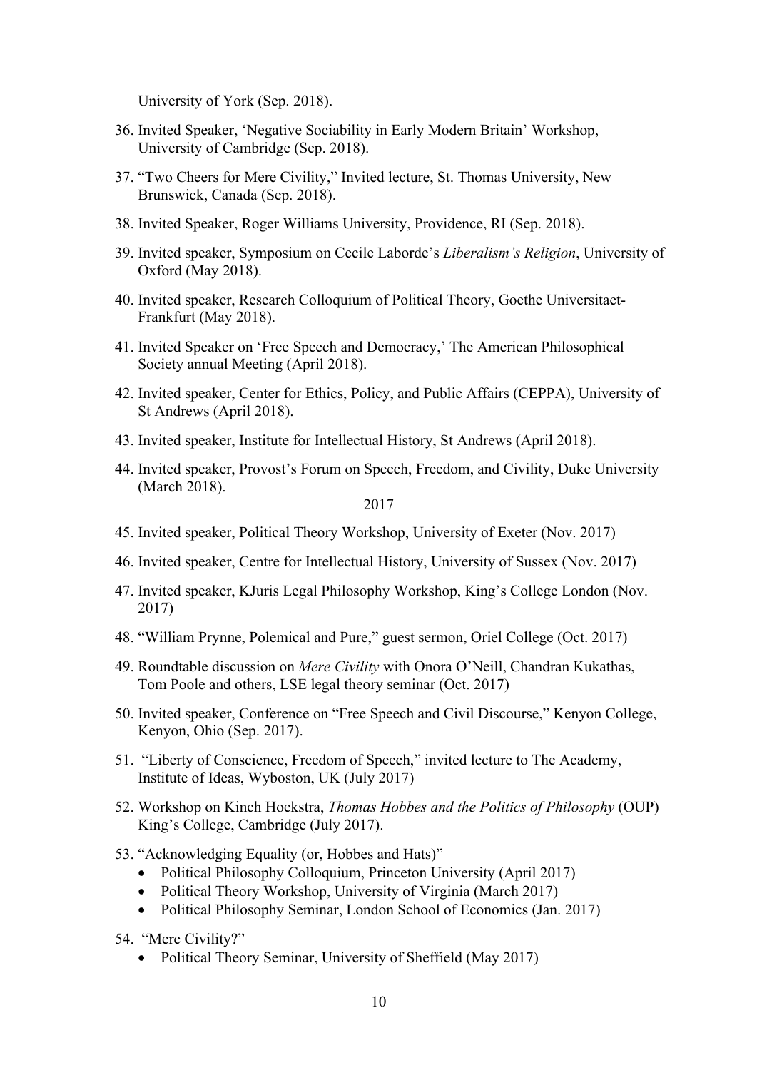University of York (Sep. 2018).

36. Invited Speaker, 'Negative Sociability in Early Modern Britain' Workshop, University of Cambridge (Sep. 2018).

37. "Two Cheers for Mere Civility," Invited lecture, St. Thomas University, New Brunswick, Canada (Sep. 2018).

38. Invited Speaker, Roger Williams University, Providence, RI (Sep. 2018).

39. Invited speaker, Symposium on Cecile Laborde's *Liberalism's Religion*, University of Oxford (May 2018).

40. Invited speaker, Research Colloquium of Political Theory, Goethe Universitaet-Frankfurt (May 2018).

41. Invited Speaker on 'Free Speech and Democracy,' The American Philosophical Society annual Meeting (April 2018).

42. Invited speaker, Center for Ethics, Policy, and Public Affairs (CEPPA), University of St Andrews (April 2018).

43. Invited speaker, Institute for Intellectual History, St Andrews (April 2018).

44. Invited speaker, Provost's Forum on Speech, Freedom, and Civility, Duke University (March 2018).

2017

45. Invited speaker, Political Theory Workshop, University of Exeter (Nov. 2017)

46. Invited speaker, Centre for Intellectual History, University of Sussex (Nov. 2017)

47. Invited speaker, KJuris Legal Philosophy Workshop, King's College London (Nov. 2017)

48. "William Prynne, Polemical and Pure," guest sermon, Oriel College (Oct. 2017)

49. Roundtable discussion on *Mere Civility* with Onora O'Neill, Chandran Kukathas, Tom Poole and others, LSE legal theory seminar (Oct. 2017)

50. Invited speaker, Conference on "Free Speech and Civil Discourse," Kenyon College, Kenyon, Ohio (Sep. 2017).

51. "Liberty of Conscience, Freedom of Speech," invited lecture to The Academy, Institute of Ideas, Wyboston, UK (July 2017)

52. Workshop on Kinch Hoekstra, *Thomas Hobbes and the Politics of Philosophy* (OUP) King's College, Cambridge (July 2017).

53. "Acknowledging Equality (or, Hobbes and Hats)"
    - Political Philosophy Colloquium, Princeton University (April 2017)
    - Political Theory Workshop, University of Virginia (March 2017)
    - Political Philosophy Seminar, London School of Economics (Jan. 2017)

54. "Mere Civility?"
    - Political Theory Seminar, University of Sheffield (May 2017)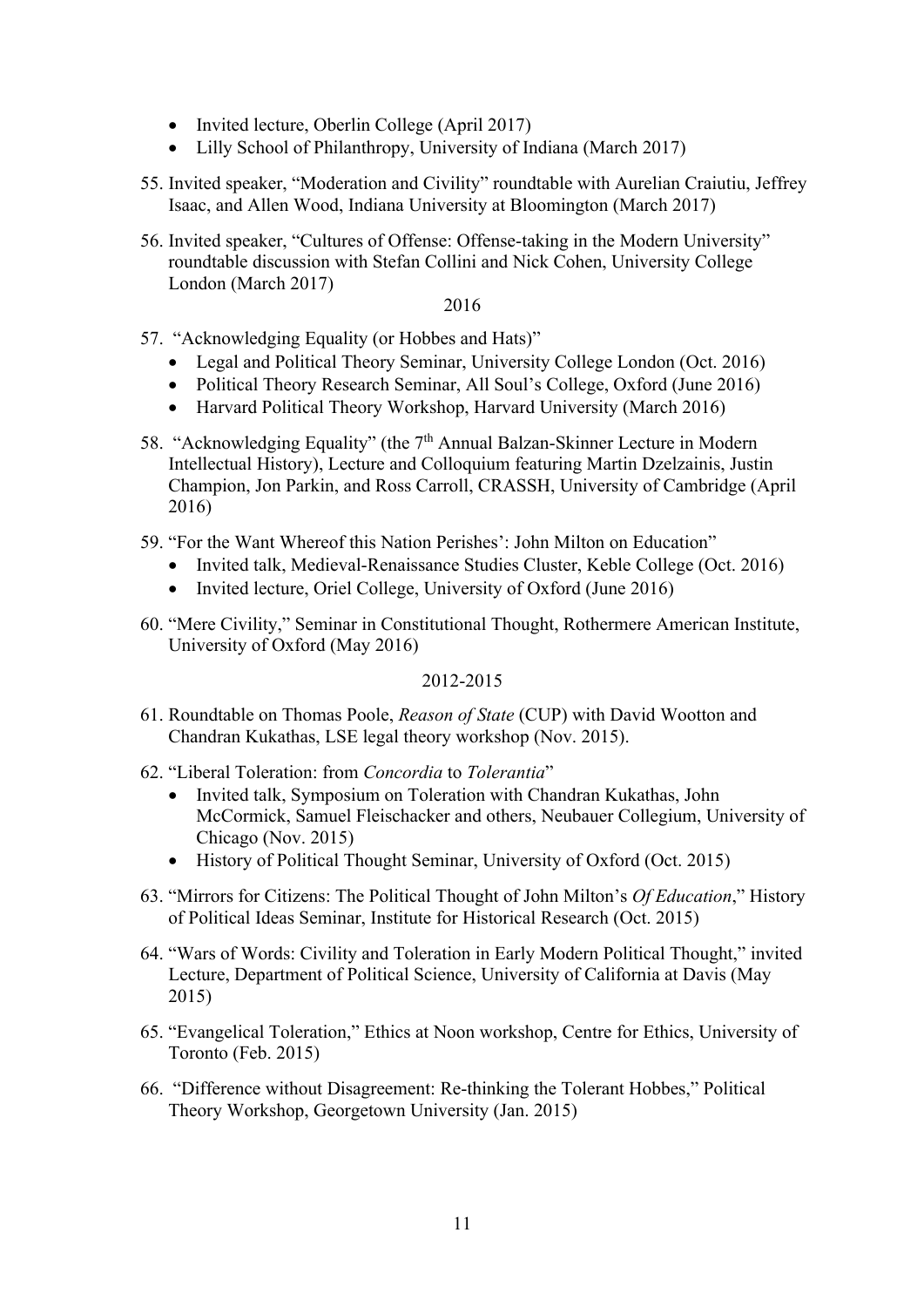- Invited lecture, Oberlin College (April 2017)
- Lilly School of Philanthropy, University of Indiana (March 2017)

55. Invited speaker, "Moderation and Civility" roundtable with Aurelian Craiutiu, Jeffrey Isaac, and Allen Wood, Indiana University at Bloomington (March 2017)

56. Invited speaker, "Cultures of Offense: Offense-taking in the Modern University" roundtable discussion with Stefan Collini and Nick Cohen, University College London (March 2017)

2016

57. "Acknowledging Equality (or Hobbes and Hats)"
    - Legal and Political Theory Seminar, University College London (Oct. 2016)
    - Political Theory Research Seminar, All Soul's College, Oxford (June 2016)
    - Harvard Political Theory Workshop, Harvard University (March 2016)

58. "Acknowledging Equality" (the 7th Annual Balzan-Skinner Lecture in Modern Intellectual History), Lecture and Colloquium featuring Martin Dzelzainis, Justin Champion, Jon Parkin, and Ross Carroll, CRASSH, University of Cambridge (April 2016)

59. "For the Want Whereof this Nation Perishes': John Milton on Education"
    - Invited talk, Medieval-Renaissance Studies Cluster, Keble College (Oct. 2016)
    - Invited lecture, Oriel College, University of Oxford (June 2016)

60. "Mere Civility," Seminar in Constitutional Thought, Rothermere American Institute, University of Oxford (May 2016)

2012-2015

61. Roundtable on Thomas Poole, *Reason of State* (CUP) with David Wootton and Chandran Kukathas, LSE legal theory workshop (Nov. 2015).

62. "Liberal Toleration: from *Concordia* to *Tolerantia*"
    - Invited talk, Symposium on Toleration with Chandran Kukathas, John McCormick, Samuel Fleischacker and others, Neubauer Collegium, University of Chicago (Nov. 2015)
    - History of Political Thought Seminar, University of Oxford (Oct. 2015)

63. "Mirrors for Citizens: The Political Thought of John Milton's *Of Education*," History of Political Ideas Seminar, Institute for Historical Research (Oct. 2015)

64. "Wars of Words: Civility and Toleration in Early Modern Political Thought," invited Lecture, Department of Political Science, University of California at Davis (May 2015)

65. "Evangelical Toleration," Ethics at Noon workshop, Centre for Ethics, University of Toronto (Feb. 2015)

66. "Difference without Disagreement: Re-thinking the Tolerant Hobbes," Political Theory Workshop, Georgetown University (Jan. 2015)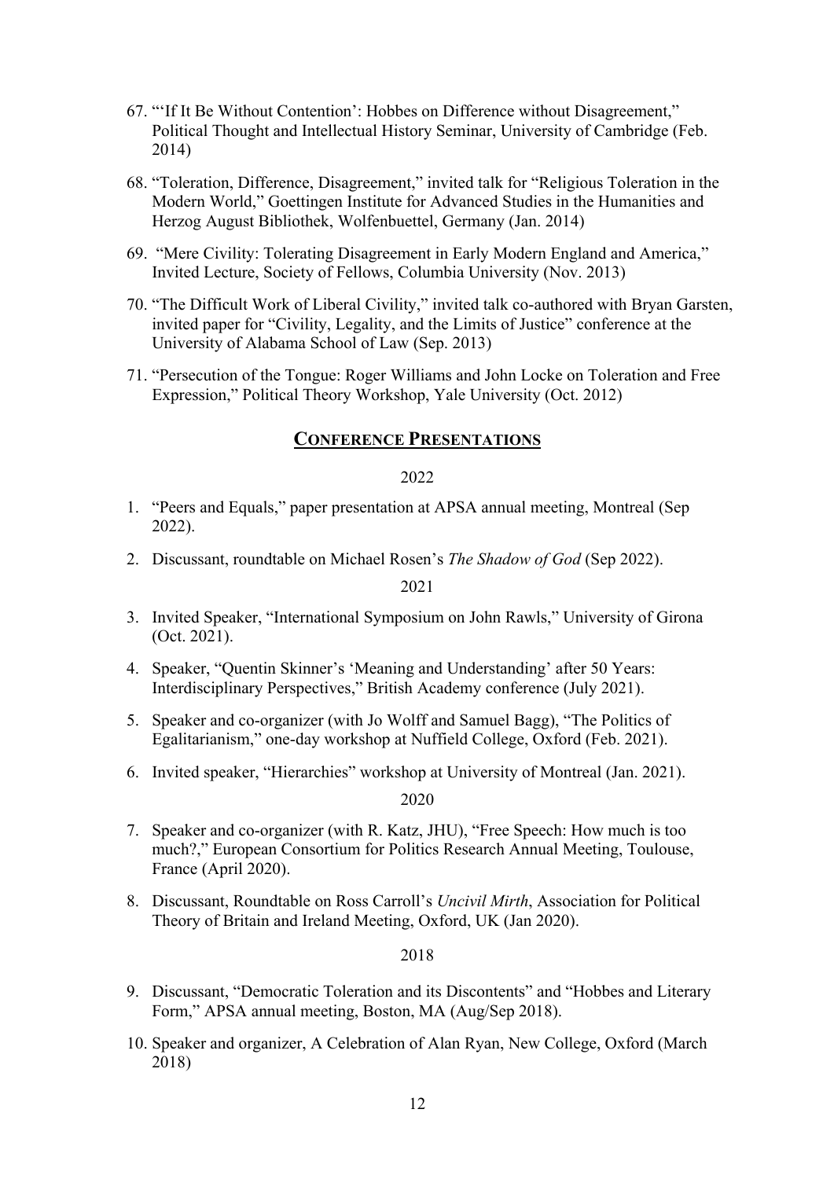67. "'If It Be Without Contention': Hobbes on Difference without Disagreement," Political Thought and Intellectual History Seminar, University of Cambridge (Feb. 2014)

68. "Toleration, Difference, Disagreement," invited talk for "Religious Toleration in the Modern World," Goettingen Institute for Advanced Studies in the Humanities and Herzog August Bibliothek, Wolfenbuettel, Germany (Jan. 2014)

69. "Mere Civility: Tolerating Disagreement in Early Modern England and America," Invited Lecture, Society of Fellows, Columbia University (Nov. 2013)

70. "The Difficult Work of Liberal Civility," invited talk co-authored with Bryan Garsten, invited paper for "Civility, Legality, and the Limits of Justice" conference at the University of Alabama School of Law (Sep. 2013)

71. "Persecution of the Tongue: Roger Williams and John Locke on Toleration and Free Expression," Political Theory Workshop, Yale University (Oct. 2012)

## CONFERENCE PRESENTATIONS

2022

1. "Peers and Equals," paper presentation at APSA annual meeting, Montreal (Sep 2022).

2. Discussant, roundtable on Michael Rosen's *The Shadow of God* (Sep 2022).

2021

3. Invited Speaker, "International Symposium on John Rawls," University of Girona (Oct. 2021).

4. Speaker, "Quentin Skinner's 'Meaning and Understanding' after 50 Years: Interdisciplinary Perspectives," British Academy conference (July 2021).

5. Speaker and co-organizer (with Jo Wolff and Samuel Bagg), "The Politics of Egalitarianism," one-day workshop at Nuffield College, Oxford (Feb. 2021).

6. Invited speaker, "Hierarchies" workshop at University of Montreal (Jan. 2021).

2020

7. Speaker and co-organizer (with R. Katz, JHU), "Free Speech: How much is too much?," European Consortium for Politics Research Annual Meeting, Toulouse, France (April 2020).

8. Discussant, Roundtable on Ross Carroll's *Uncivil Mirth*, Association for Political Theory of Britain and Ireland Meeting, Oxford, UK (Jan 2020).

2018

9. Discussant, "Democratic Toleration and its Discontents" and "Hobbes and Literary Form," APSA annual meeting, Boston, MA (Aug/Sep 2018).

10. Speaker and organizer, A Celebration of Alan Ryan, New College, Oxford (March 2018)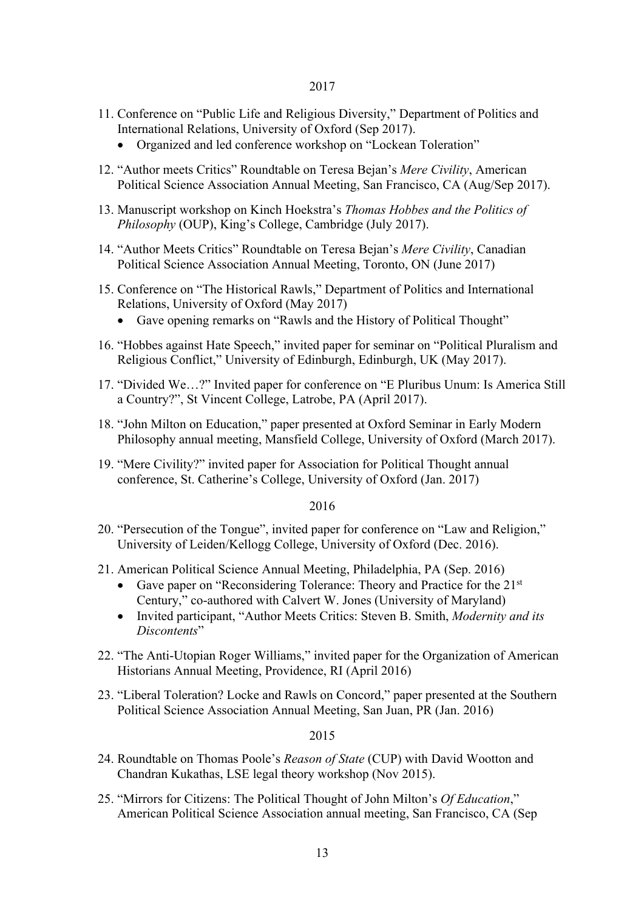2017

11. Conference on "Public Life and Religious Diversity," Department of Politics and International Relations, University of Oxford (Sep 2017).
    - Organized and led conference workshop on "Lockean Toleration"

12. "Author meets Critics" Roundtable on Teresa Bejan's *Mere Civility*, American Political Science Association Annual Meeting, San Francisco, CA (Aug/Sep 2017).

13. Manuscript workshop on Kinch Hoekstra's *Thomas Hobbes and the Politics of Philosophy* (OUP), King's College, Cambridge (July 2017).

14. "Author Meets Critics" Roundtable on Teresa Bejan's *Mere Civility*, Canadian Political Science Association Annual Meeting, Toronto, ON (June 2017)

15. Conference on "The Historical Rawls," Department of Politics and International Relations, University of Oxford (May 2017)
    - Gave opening remarks on "Rawls and the History of Political Thought"

16. "Hobbes against Hate Speech," invited paper for seminar on "Political Pluralism and Religious Conflict," University of Edinburgh, Edinburgh, UK (May 2017).

17. "Divided We…?" Invited paper for conference on "E Pluribus Unum: Is America Still a Country?", St Vincent College, Latrobe, PA (April 2017).

18. "John Milton on Education," paper presented at Oxford Seminar in Early Modern Philosophy annual meeting, Mansfield College, University of Oxford (March 2017).

19. "Mere Civility?" invited paper for Association for Political Thought annual conference, St. Catherine's College, University of Oxford (Jan. 2017)

2016

20. "Persecution of the Tongue", invited paper for conference on "Law and Religion," University of Leiden/Kellogg College, University of Oxford (Dec. 2016).

21. American Political Science Annual Meeting, Philadelphia, PA (Sep. 2016)
    - Gave paper on "Reconsidering Tolerance: Theory and Practice for the 21st Century," co-authored with Calvert W. Jones (University of Maryland)
    - Invited participant, "Author Meets Critics: Steven B. Smith, *Modernity and its Discontents*"

22. "The Anti-Utopian Roger Williams," invited paper for the Organization of American Historians Annual Meeting, Providence, RI (April 2016)

23. "Liberal Toleration? Locke and Rawls on Concord," paper presented at the Southern Political Science Association Annual Meeting, San Juan, PR (Jan. 2016)

2015

24. Roundtable on Thomas Poole's *Reason of State* (CUP) with David Wootton and Chandran Kukathas, LSE legal theory workshop (Nov 2015).

25. "Mirrors for Citizens: The Political Thought of John Milton's *Of Education*," American Political Science Association annual meeting, San Francisco, CA (Sep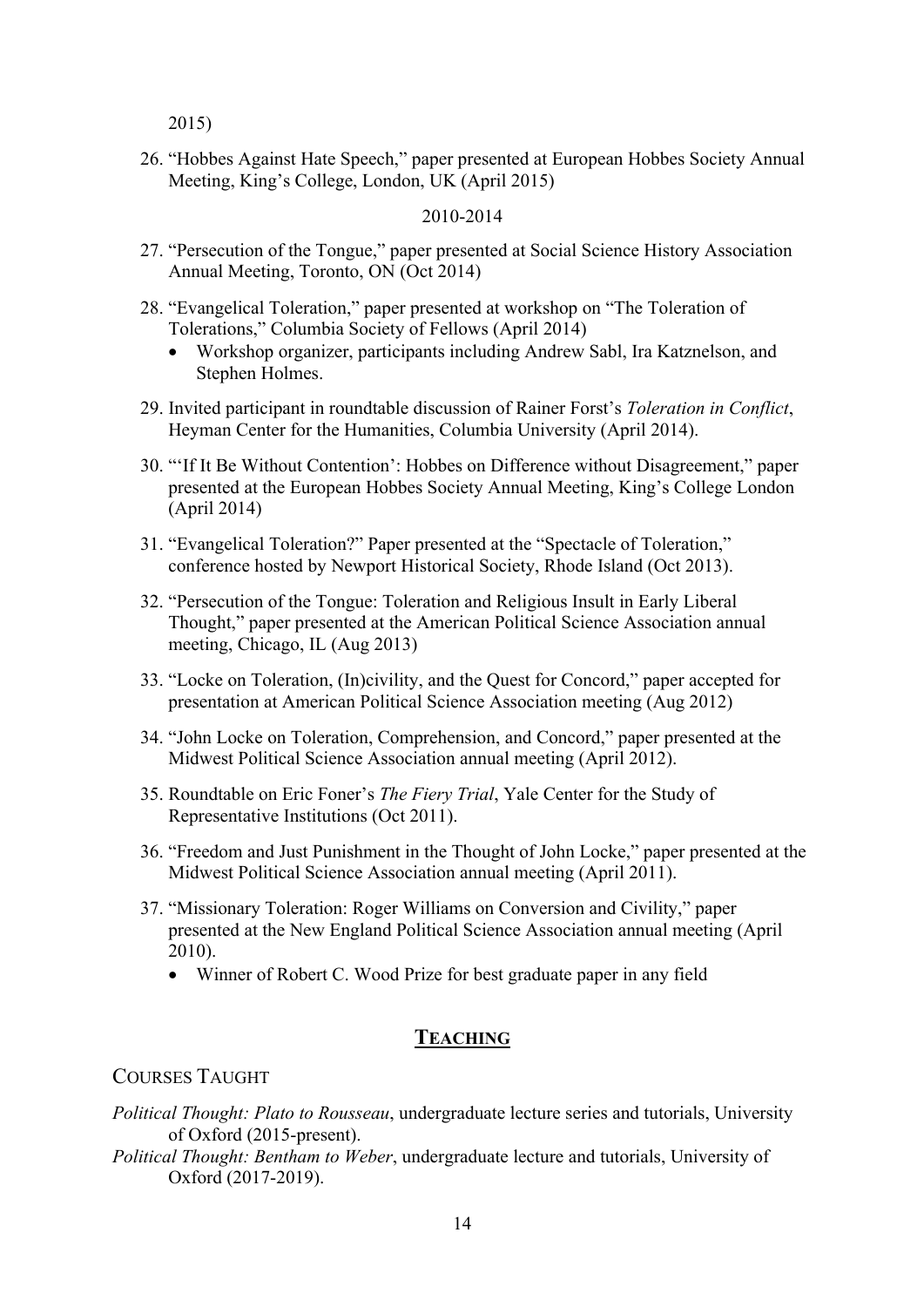2015)

26. "Hobbes Against Hate Speech," paper presented at European Hobbes Society Annual Meeting, King's College, London, UK (April 2015)

2010-2014

27. "Persecution of the Tongue," paper presented at Social Science History Association Annual Meeting, Toronto, ON (Oct 2014)
28. "Evangelical Toleration," paper presented at workshop on "The Toleration of Tolerations," Columbia Society of Fellows (April 2014)
    - Workshop organizer, participants including Andrew Sabl, Ira Katznelson, and Stephen Holmes.
29. Invited participant in roundtable discussion of Rainer Forst's *Toleration in Conflict*, Heyman Center for the Humanities, Columbia University (April 2014).
30. "'If It Be Without Contention': Hobbes on Difference without Disagreement," paper presented at the European Hobbes Society Annual Meeting, King's College London (April 2014)
31. "Evangelical Toleration?" Paper presented at the "Spectacle of Toleration," conference hosted by Newport Historical Society, Rhode Island (Oct 2013).
32. "Persecution of the Tongue: Toleration and Religious Insult in Early Liberal Thought," paper presented at the American Political Science Association annual meeting, Chicago, IL (Aug 2013)
33. "Locke on Toleration, (In)civility, and the Quest for Concord," paper accepted for presentation at American Political Science Association meeting (Aug 2012)
34. "John Locke on Toleration, Comprehension, and Concord," paper presented at the Midwest Political Science Association annual meeting (April 2012).
35. Roundtable on Eric Foner's *The Fiery Trial*, Yale Center for the Study of Representative Institutions (Oct 2011).
36. "Freedom and Just Punishment in the Thought of John Locke," paper presented at the Midwest Political Science Association annual meeting (April 2011).
37. "Missionary Toleration: Roger Williams on Conversion and Civility," paper presented at the New England Political Science Association annual meeting (April 2010).
    - Winner of Robert C. Wood Prize for best graduate paper in any field

## TEACHING

### COURSES TAUGHT

*Political Thought: Plato to Rousseau*, undergraduate lecture series and tutorials, University of Oxford (2015-present).

*Political Thought: Bentham to Weber*, undergraduate lecture and tutorials, University of Oxford (2017-2019).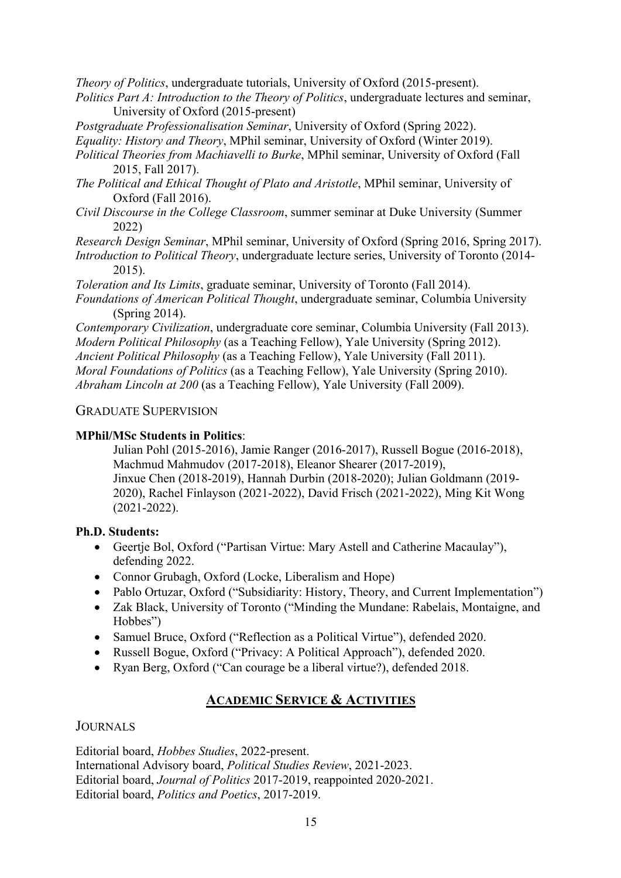*Theory of Politics*, undergraduate tutorials, University of Oxford (2015-present).
*Politics Part A: Introduction to the Theory of Politics*, undergraduate lectures and seminar, University of Oxford (2015-present)
*Postgraduate Professionalisation Seminar*, University of Oxford (Spring 2022).
*Equality: History and Theory*, MPhil seminar, University of Oxford (Winter 2019).
*Political Theories from Machiavelli to Burke*, MPhil seminar, University of Oxford (Fall 2015, Fall 2017).
*The Political and Ethical Thought of Plato and Aristotle*, MPhil seminar, University of Oxford (Fall 2016).
*Civil Discourse in the College Classroom*, summer seminar at Duke University (Summer 2022)
*Research Design Seminar*, MPhil seminar, University of Oxford (Spring 2016, Spring 2017).
*Introduction to Political Theory*, undergraduate lecture series, University of Toronto (2014-2015).
*Toleration and Its Limits*, graduate seminar, University of Toronto (Fall 2014).
*Foundations of American Political Thought*, undergraduate seminar, Columbia University (Spring 2014).
*Contemporary Civilization*, undergraduate core seminar, Columbia University (Fall 2013).
*Modern Political Philosophy* (as a Teaching Fellow), Yale University (Spring 2012).
*Ancient Political Philosophy* (as a Teaching Fellow), Yale University (Fall 2011).
*Moral Foundations of Politics* (as a Teaching Fellow), Yale University (Spring 2010).
*Abraham Lincoln at 200* (as a Teaching Fellow), Yale University (Fall 2009).

### GRADUATE SUPERVISION

**MPhil/MSc Students in Politics**:

Julian Pohl (2015-2016), Jamie Ranger (2016-2017), Russell Bogue (2016-2018), Machmud Mahmudov (2017-2018), Eleanor Shearer (2017-2019), Jinxue Chen (2018-2019), Hannah Durbin (2018-2020); Julian Goldmann (2019-2020), Rachel Finlayson (2021-2022), David Frisch (2021-2022), Ming Kit Wong (2021-2022).

**Ph.D. Students:**

- Geertje Bol, Oxford ("Partisan Virtue: Mary Astell and Catherine Macaulay"), defending 2022.
- Connor Grubagh, Oxford (Locke, Liberalism and Hope)
- Pablo Ortuzar, Oxford ("Subsidiarity: History, Theory, and Current Implementation")
- Zak Black, University of Toronto ("Minding the Mundane: Rabelais, Montaigne, and Hobbes")
- Samuel Bruce, Oxford ("Reflection as a Political Virtue"), defended 2020.
- Russell Bogue, Oxford ("Privacy: A Political Approach"), defended 2020.
- Ryan Berg, Oxford ("Can courage be a liberal virtue?), defended 2018.

## ACADEMIC SERVICE & ACTIVITIES

### JOURNALS

Editorial board, *Hobbes Studies*, 2022-present.
International Advisory board, *Political Studies Review*, 2021-2023.
Editorial board, *Journal of Politics* 2017-2019, reappointed 2020-2021.
Editorial board, *Politics and Poetics*, 2017-2019.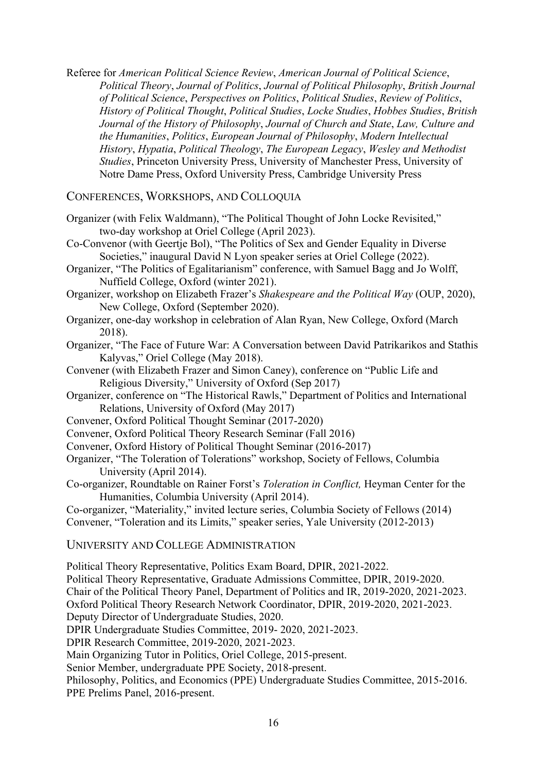Referee for *American Political Science Review*, *American Journal of Political Science*, *Political Theory*, *Journal of Politics*, *Journal of Political Philosophy*, *British Journal of Political Science*, *Perspectives on Politics*, *Political Studies*, *Review of Politics*, *History of Political Thought*, *Political Studies*, *Locke Studies*, *Hobbes Studies*, *British Journal of the History of Philosophy*, *Journal of Church and State*, *Law, Culture and the Humanities*, *Politics*, *European Journal of Philosophy*, *Modern Intellectual History*, *Hypatia*, *Political Theology*, *The European Legacy*, *Wesley and Methodist Studies*, Princeton University Press, University of Manchester Press, University of Notre Dame Press, Oxford University Press, Cambridge University Press

## CONFERENCES, WORKSHOPS, AND COLLOQUIA

Organizer (with Felix Waldmann), "The Political Thought of John Locke Revisited," two-day workshop at Oriel College (April 2023).

Co-Convenor (with Geertje Bol), "The Politics of Sex and Gender Equality in Diverse Societies," inaugural David N Lyon speaker series at Oriel College (2022).

Organizer, "The Politics of Egalitarianism" conference, with Samuel Bagg and Jo Wolff, Nuffield College, Oxford (winter 2021).

Organizer, workshop on Elizabeth Frazer's *Shakespeare and the Political Way* (OUP, 2020), New College, Oxford (September 2020).

Organizer, one-day workshop in celebration of Alan Ryan, New College, Oxford (March 2018).

Organizer, "The Face of Future War: A Conversation between David Patrikarikos and Stathis Kalyvas," Oriel College (May 2018).

Convener (with Elizabeth Frazer and Simon Caney), conference on "Public Life and Religious Diversity," University of Oxford (Sep 2017)

Organizer, conference on "The Historical Rawls," Department of Politics and International Relations, University of Oxford (May 2017)

Convener, Oxford Political Thought Seminar (2017-2020)

Convener, Oxford Political Theory Research Seminar (Fall 2016)

Convener, Oxford History of Political Thought Seminar (2016-2017)

Organizer, "The Toleration of Tolerations" workshop, Society of Fellows, Columbia University (April 2014).

Co-organizer, Roundtable on Rainer Forst's *Toleration in Conflict,* Heyman Center for the Humanities, Columbia University (April 2014).

Co-organizer, "Materiality," invited lecture series, Columbia Society of Fellows (2014)

Convener, "Toleration and its Limits," speaker series, Yale University (2012-2013)

## UNIVERSITY AND COLLEGE ADMINISTRATION

Political Theory Representative, Politics Exam Board, DPIR, 2021-2022.

Political Theory Representative, Graduate Admissions Committee, DPIR, 2019-2020.

Chair of the Political Theory Panel, Department of Politics and IR, 2019-2020, 2021-2023.

Oxford Political Theory Research Network Coordinator, DPIR, 2019-2020, 2021-2023.

Deputy Director of Undergraduate Studies, 2020.

DPIR Undergraduate Studies Committee, 2019- 2020, 2021-2023.

DPIR Research Committee, 2019-2020, 2021-2023.

Main Organizing Tutor in Politics, Oriel College, 2015-present.

Senior Member, undergraduate PPE Society, 2018-present.

Philosophy, Politics, and Economics (PPE) Undergraduate Studies Committee, 2015-2016.

PPE Prelims Panel, 2016-present.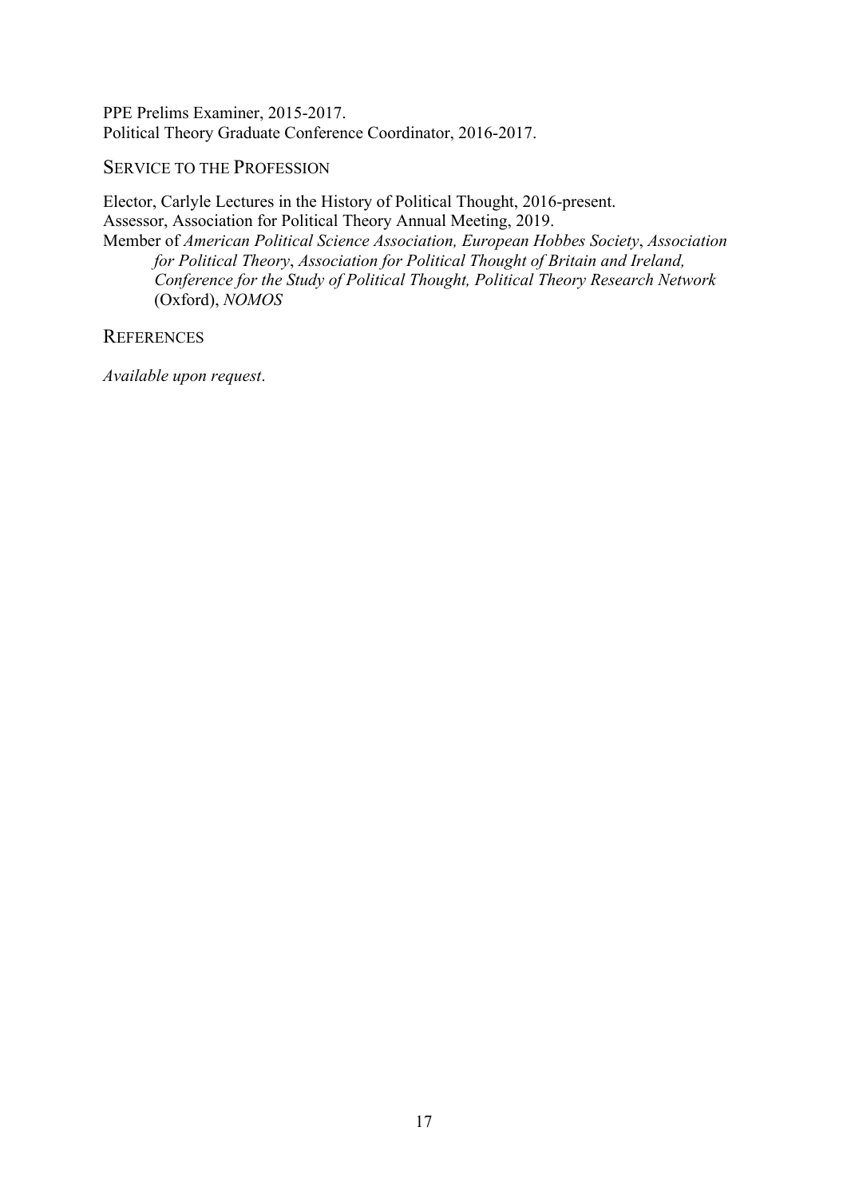PPE Prelims Examiner, 2015-2017.
Political Theory Graduate Conference Coordinator, 2016-2017.

## Service to the Profession

Elector, Carlyle Lectures in the History of Political Thought, 2016-present.
Assessor, Association for Political Theory Annual Meeting, 2019.
Member of *American Political Science Association, European Hobbes Society*, *Association for Political Theory*, *Association for Political Thought of Britain and Ireland, Conference for the Study of Political Thought, Political Theory Research Network* (Oxford), *NOMOS*

## References

*Available upon request*.